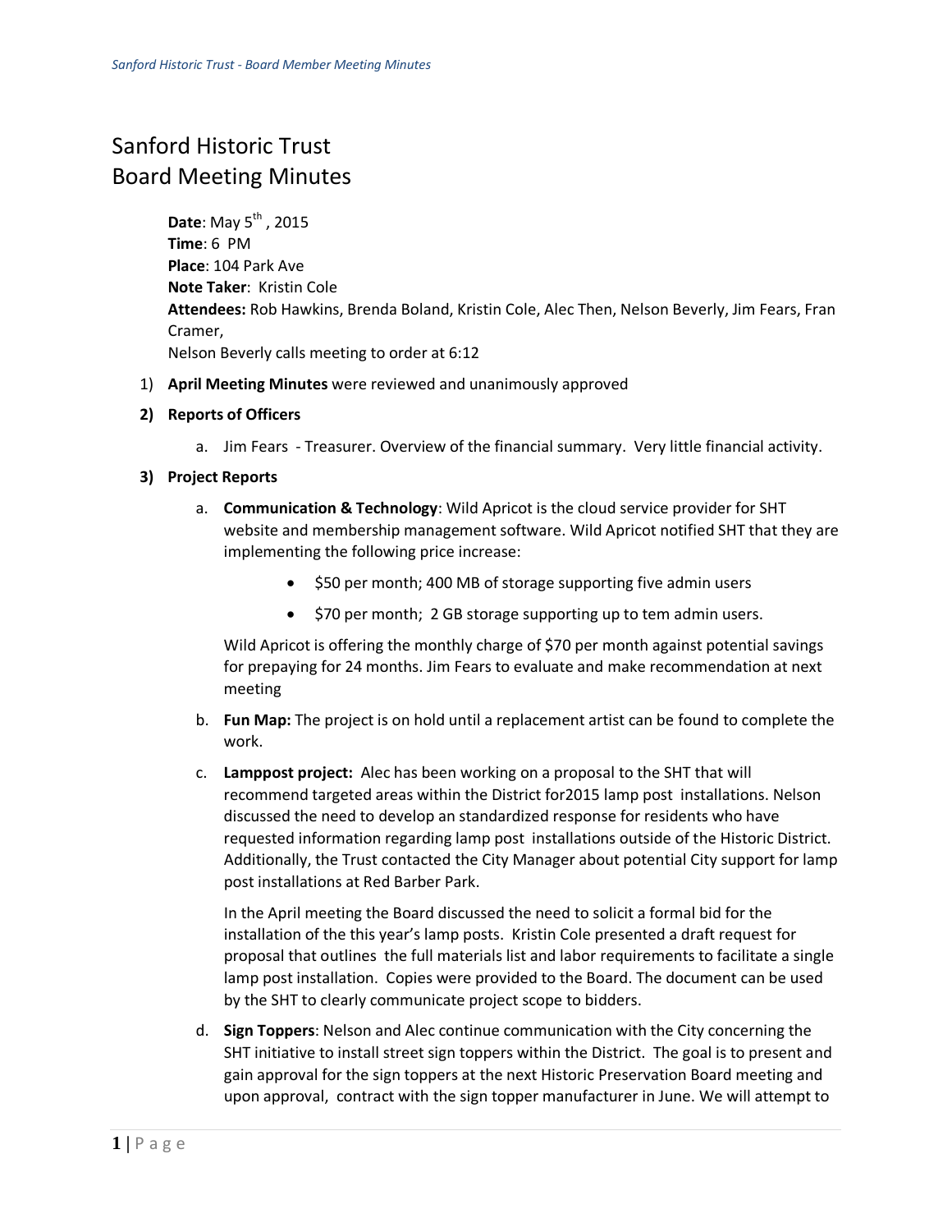# Sanford Historic Trust
# Board Meeting Minutes

**Date**: May 5th , 2015
**Time**: 6 PM
**Place**: 104 Park Ave
**Note Taker**: Kristin Cole
**Attendees:** Rob Hawkins, Brenda Boland, Kristin Cole, Alec Then, Nelson Beverly, Jim Fears, Fran Cramer,
Nelson Beverly calls meeting to order at 6:12

1) **April Meeting Minutes** were reviewed and unanimously approved
2) **Reports of Officers**
   a. Jim Fears - Treasurer. Overview of the financial summary. Very little financial activity.
3) **Project Reports**
   a. **Communication & Technology**: Wild Apricot is the cloud service provider for SHT website and membership management software. Wild Apricot notified SHT that they are implementing the following price increase:
      - $50 per month; 400 MB of storage supporting five admin users
      - $70 per month; 2 GB storage supporting up to tem admin users.

      Wild Apricot is offering the monthly charge of $70 per month against potential savings for prepaying for 24 months. Jim Fears to evaluate and make recommendation at next meeting
   b. **Fun Map:** The project is on hold until a replacement artist can be found to complete the work.
   c. **Lamppost project:** Alec has been working on a proposal to the SHT that will recommend targeted areas within the District for2015 lamp post installations. Nelson discussed the need to develop an standardized response for residents who have requested information regarding lamp post installations outside of the Historic District. Additionally, the Trust contacted the City Manager about potential City support for lamp post installations at Red Barber Park.

      In the April meeting the Board discussed the need to solicit a formal bid for the installation of the this year's lamp posts. Kristin Cole presented a draft request for proposal that outlines the full materials list and labor requirements to facilitate a single lamp post installation. Copies were provided to the Board. The document can be used by the SHT to clearly communicate project scope to bidders.
   d. **Sign Toppers**: Nelson and Alec continue communication with the City concerning the SHT initiative to install street sign toppers within the District. The goal is to present and gain approval for the sign toppers at the next Historic Preservation Board meeting and upon approval, contract with the sign topper manufacturer in June. We will attempt to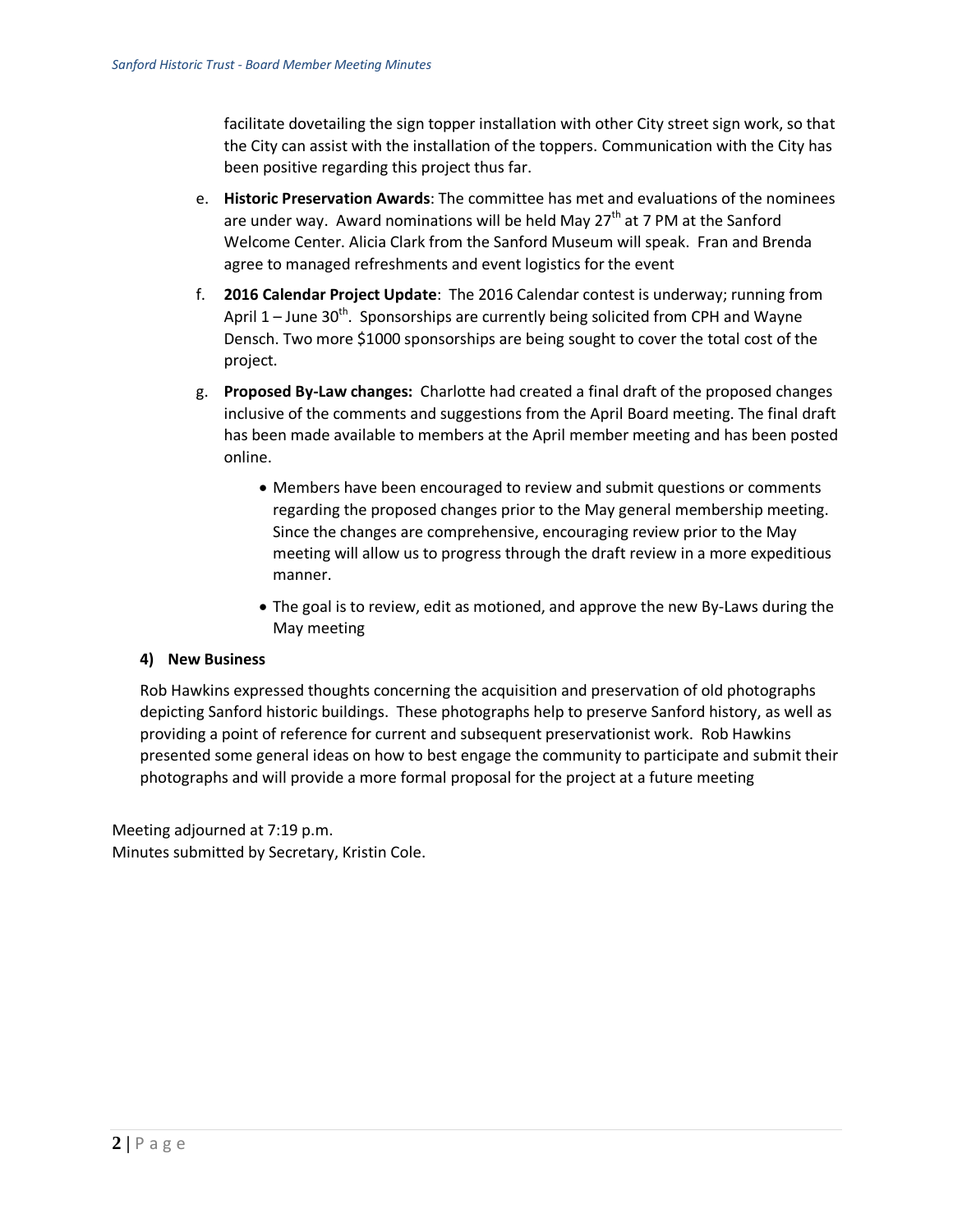facilitate dovetailing the sign topper installation with other City street sign work, so that the City can assist with the installation of the toppers. Communication with the City has been positive regarding this project thus far.

e. **Historic Preservation Awards**: The committee has met and evaluations of the nominees are under way. Award nominations will be held May 27th at 7 PM at the Sanford Welcome Center. Alicia Clark from the Sanford Museum will speak. Fran and Brenda agree to managed refreshments and event logistics for the event

f. **2016 Calendar Project Update**: The 2016 Calendar contest is underway; running from April 1 – June 30th. Sponsorships are currently being solicited from CPH and Wayne Densch. Two more $1000 sponsorships are being sought to cover the total cost of the project.

g. **Proposed By-Law changes:** Charlotte had created a final draft of the proposed changes inclusive of the comments and suggestions from the April Board meeting. The final draft has been made available to members at the April member meeting and has been posted online.

- Members have been encouraged to review and submit questions or comments regarding the proposed changes prior to the May general membership meeting. Since the changes are comprehensive, encouraging review prior to the May meeting will allow us to progress through the draft review in a more expeditious manner.
- The goal is to review, edit as motioned, and approve the new By-Laws during the May meeting

**4) New Business**

Rob Hawkins expressed thoughts concerning the acquisition and preservation of old photographs depicting Sanford historic buildings. These photographs help to preserve Sanford history, as well as providing a point of reference for current and subsequent preservationist work. Rob Hawkins presented some general ideas on how to best engage the community to participate and submit their photographs and will provide a more formal proposal for the project at a future meeting

Meeting adjourned at 7:19 p.m.
Minutes submitted by Secretary, Kristin Cole.